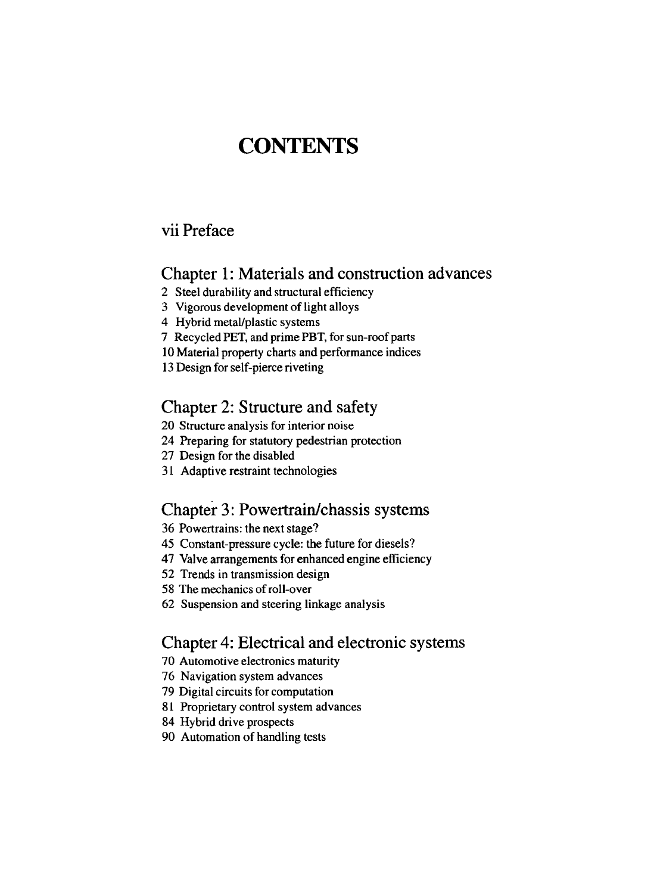# CONTENTS

## vii Preface

## Chapter 1: Materials and construction advances

2 Steel durability and structural efficiency
3 Vigorous development of light alloys
4 Hybrid metal/plastic systems
7 Recycled PET, and prime PBT, for sun-roof parts
10 Material property charts and performance indices
13 Design for self-pierce riveting

## Chapter 2: Structure and safety

20 Structure analysis for interior noise
24 Preparing for statutory pedestrian protection
27 Design for the disabled
31 Adaptive restraint technologies

## Chapter 3: Powertrain/chassis systems

36 Powertrains: the next stage?
45 Constant-pressure cycle: the future for diesels?
47 Valve arrangements for enhanced engine efficiency
52 Trends in transmission design
58 The mechanics of roll-over
62 Suspension and steering linkage analysis

## Chapter 4: Electrical and electronic systems

70 Automotive electronics maturity
76 Navigation system advances
79 Digital circuits for computation
81 Proprietary control system advances
84 Hybrid drive prospects
90 Automation of handling tests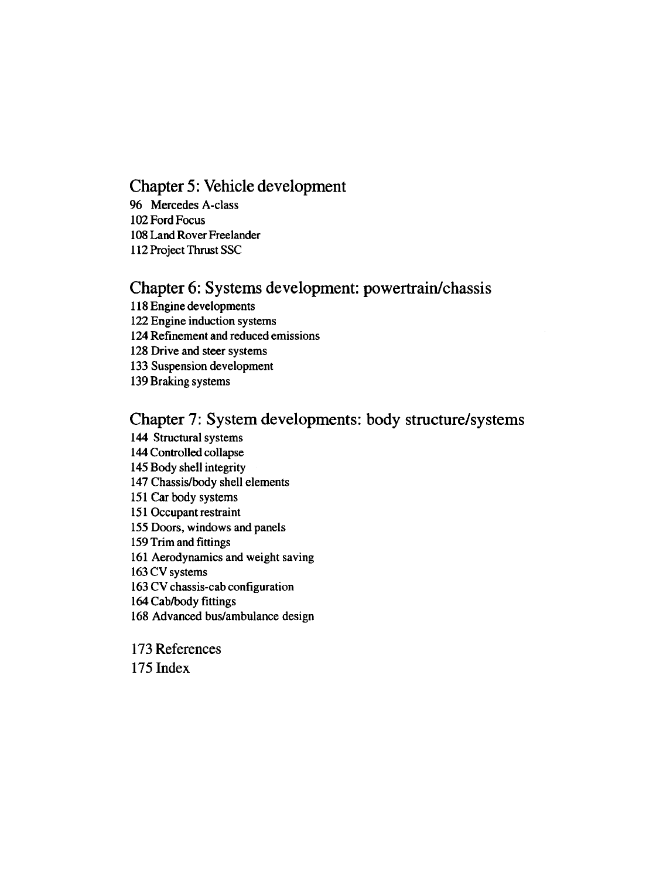## Chapter 5: Vehicle development

96 Mercedes A-class
102 Ford Focus
108 Land Rover Freelander
112 Project Thrust SSC

## Chapter 6: Systems development: powertrain/chassis

118 Engine developments
122 Engine induction systems
124 Refinement and reduced emissions
128 Drive and steer systems
133 Suspension development
139 Braking systems

## Chapter 7: System developments: body structure/systems

144 Structural systems
144 Controlled collapse
145 Body shell integrity
147 Chassis/body shell elements
151 Car body systems
151 Occupant restraint
155 Doors, windows and panels
159 Trim and fittings
161 Aerodynamics and weight saving
163 CV systems
163 CV chassis-cab configuration
164 Cab/body fittings
168 Advanced bus/ambulance design

173 References
175 Index